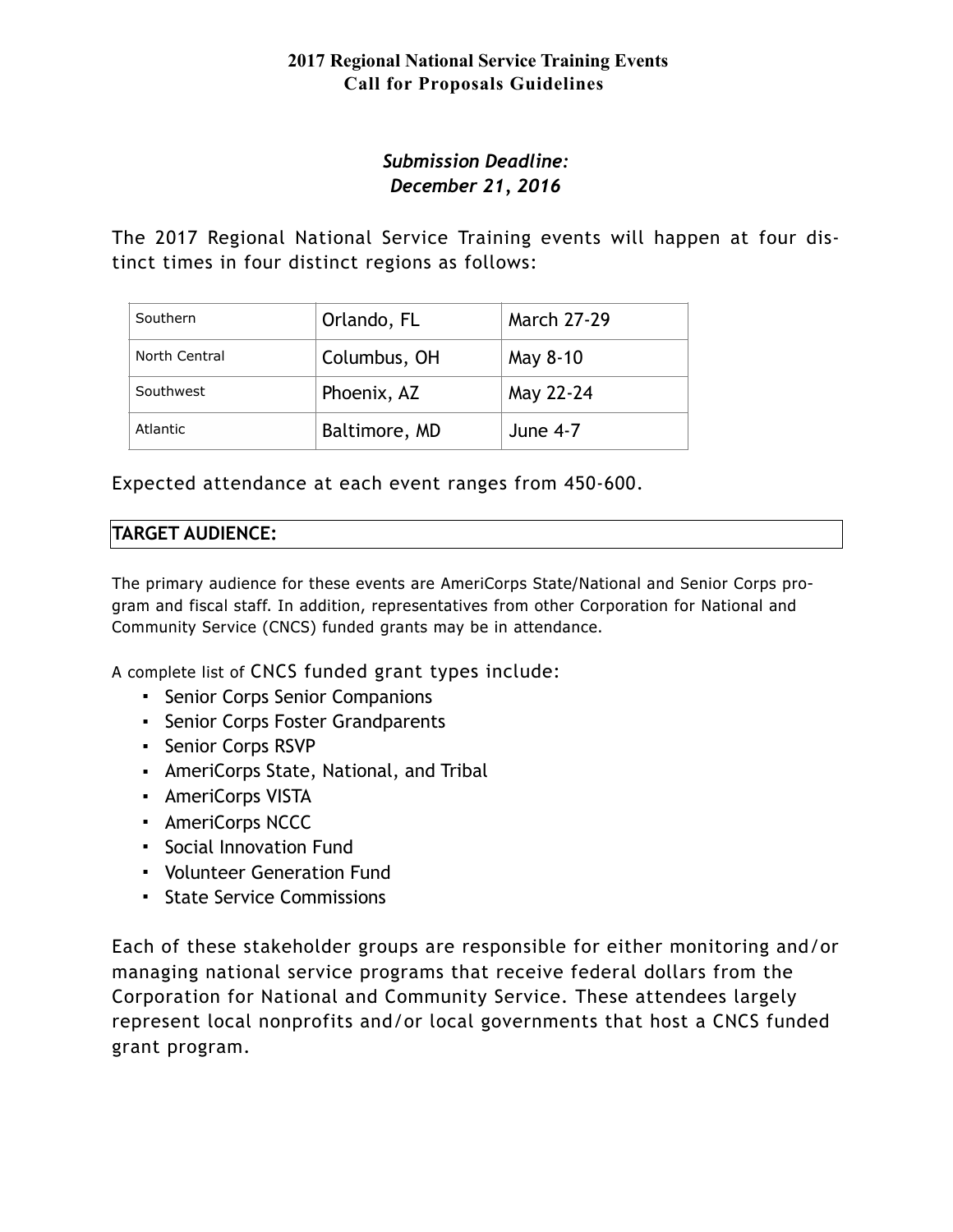# 2017 Regional National Service Training Events
## Call for Proposals Guidelines

***Submission Deadline:***
***December 21, 2016***

The 2017 Regional National Service Training events will happen at four distinct times in four distinct regions as follows:

| Southern | Orlando, FL | March 27-29 |
|---|---|---|
| North Central | Columbus, OH | May 8-10 |
| Southwest | Phoenix, AZ | May 22-24 |
| Atlantic | Baltimore, MD | June 4-7 |

Expected attendance at each event ranges from 450-600.

**TARGET AUDIENCE:**

The primary audience for these events are AmeriCorps State/National and Senior Corps program and fiscal staff. In addition, representatives from other Corporation for National and Community Service (CNCS) funded grants may be in attendance.

A complete list of CNCS funded grant types include:

- Senior Corps Senior Companions
- Senior Corps Foster Grandparents
- Senior Corps RSVP
- AmeriCorps State, National, and Tribal
- AmeriCorps VISTA
- AmeriCorps NCCC
- Social Innovation Fund
- Volunteer Generation Fund
- State Service Commissions

Each of these stakeholder groups are responsible for either monitoring and/or managing national service programs that receive federal dollars from the Corporation for National and Community Service. These attendees largely represent local nonprofits and/or local governments that host a CNCS funded grant program.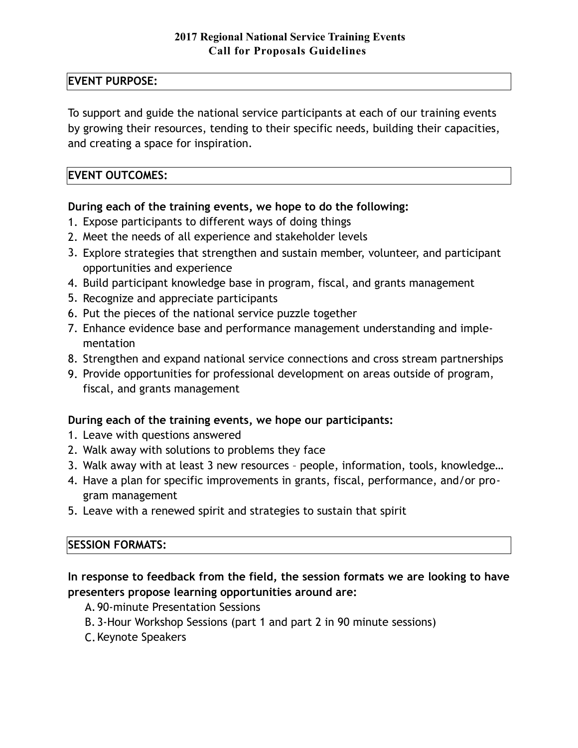# 2017 Regional National Service Training Events
## Call for Proposals Guidelines

### EVENT PURPOSE:

To support and guide the national service participants at each of our training events by growing their resources, tending to their specific needs, building their capacities, and creating a space for inspiration.

### EVENT OUTCOMES:

**During each of the training events, we hope to do the following:**

1. Expose participants to different ways of doing things
2. Meet the needs of all experience and stakeholder levels
3. Explore strategies that strengthen and sustain member, volunteer, and participant opportunities and experience
4. Build participant knowledge base in program, fiscal, and grants management
5. Recognize and appreciate participants
6. Put the pieces of the national service puzzle together
7. Enhance evidence base and performance management understanding and implementation
8. Strengthen and expand national service connections and cross stream partnerships
9. Provide opportunities for professional development on areas outside of program, fiscal, and grants management

**During each of the training events, we hope our participants:**

1. Leave with questions answered
2. Walk away with solutions to problems they face
3. Walk away with at least 3 new resources – people, information, tools, knowledge…
4. Have a plan for specific improvements in grants, fiscal, performance, and/or program management
5. Leave with a renewed spirit and strategies to sustain that spirit

### SESSION FORMATS:

**In response to feedback from the field, the session formats we are looking to have presenters propose learning opportunities around are:**

A. 90-minute Presentation Sessions
B. 3-Hour Workshop Sessions (part 1 and part 2 in 90 minute sessions)
C. Keynote Speakers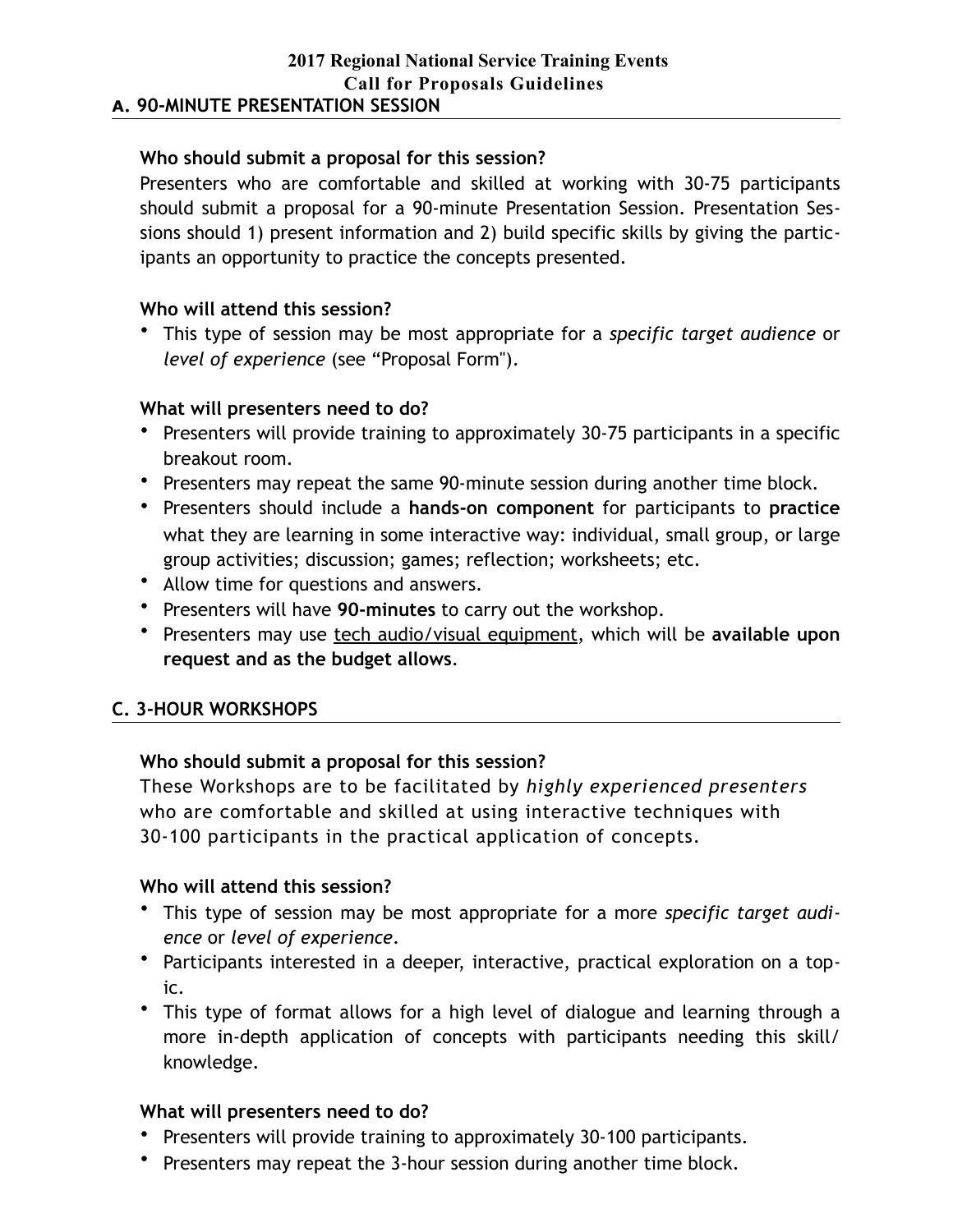# 2017 Regional National Service Training Events

## Call for Proposals Guidelines

## A. 90-MINUTE PRESENTATION SESSION

**Who should submit a proposal for this session?**

Presenters who are comfortable and skilled at working with 30-75 participants should submit a proposal for a 90-minute Presentation Session. Presentation Sessions should 1) present information and 2) build specific skills by giving the participants an opportunity to practice the concepts presented.

**Who will attend this session?**

- This type of session may be most appropriate for a *specific target audience* or *level of experience* (see "Proposal Form").

**What will presenters need to do?**

- Presenters will provide training to approximately 30-75 participants in a specific breakout room.
- Presenters may repeat the same 90-minute session during another time block.
- Presenters should include a **hands-on component** for participants to **practice** what they are learning in some interactive way: individual, small group, or large group activities; discussion; games; reflection; worksheets; etc.
- Allow time for questions and answers.
- Presenters will have **90-minutes** to carry out the workshop.
- Presenters may use <u>tech audio/visual equipment</u>, which will be **available upon request and as the budget allows**.

## C. 3-HOUR WORKSHOPS

**Who should submit a proposal for this session?**

These Workshops are to be facilitated by *highly experienced presenters* who are comfortable and skilled at using interactive techniques with 30-100 participants in the practical application of concepts.

**Who will attend this session?**

- This type of session may be most appropriate for a more *specific target audience* or *level of experience*.
- Participants interested in a deeper, interactive, practical exploration on a topic.
- This type of format allows for a high level of dialogue and learning through a more in-depth application of concepts with participants needing this skill/ knowledge.

**What will presenters need to do?**

- Presenters will provide training to approximately 30-100 participants.
- Presenters may repeat the 3-hour session during another time block.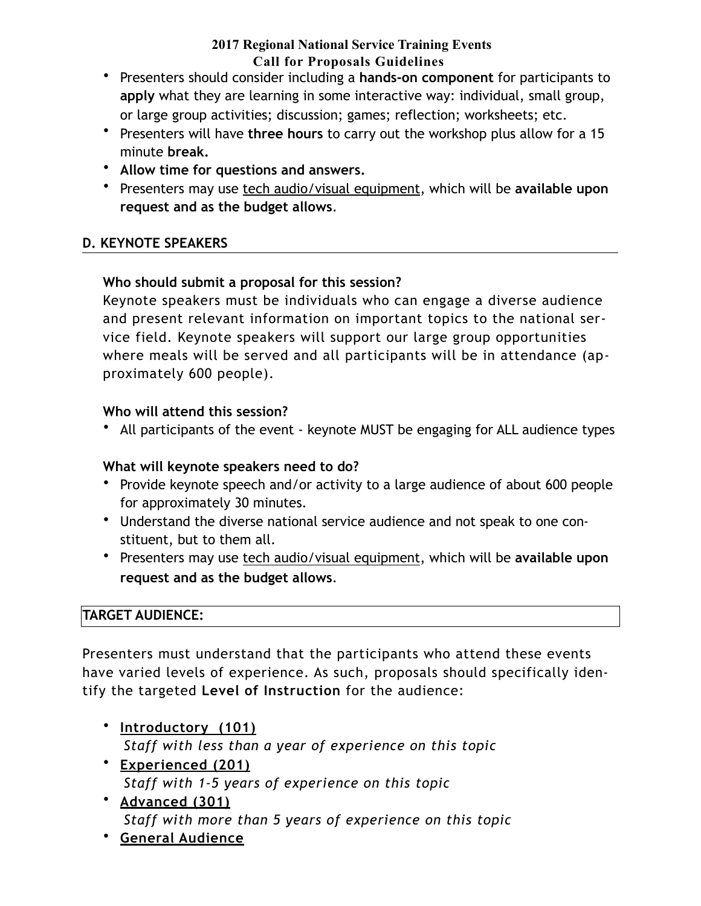- Presenters should consider including a **hands-on component** for participants to **apply** what they are learning in some interactive way: individual, small group, or large group activities; discussion; games; reflection; worksheets; etc.
- Presenters will have **three hours** to carry out the workshop plus allow for a 15 minute **break.**
- **Allow time for questions and answers.**
- Presenters may use tech audio/visual equipment, which will be **available upon request and as the budget allows**.

## D. KEYNOTE SPEAKERS

**Who should submit a proposal for this session?**

Keynote speakers must be individuals who can engage a diverse audience and present relevant information on important topics to the national service field. Keynote speakers will support our large group opportunities where meals will be served and all participants will be in attendance (approximately 600 people).

**Who will attend this session?**

- All participants of the event - keynote MUST be engaging for ALL audience types

**What will keynote speakers need to do?**

- Provide keynote speech and/or activity to a large audience of about 600 people for approximately 30 minutes.
- Understand the diverse national service audience and not speak to one constituent, but to them all.
- Presenters may use tech audio/visual equipment, which will be **available upon request and as the budget allows**.

## TARGET AUDIENCE:

Presenters must understand that the participants who attend these events have varied levels of experience. As such, proposals should specifically identify the targeted **Level of Instruction** for the audience:

- **Introductory (101)**
  *Staff with less than a year of experience on this topic*
- **Experienced (201)**
  *Staff with 1-5 years of experience on this topic*
- **Advanced (301)**
  *Staff with more than 5 years of experience on this topic*
- **General Audience**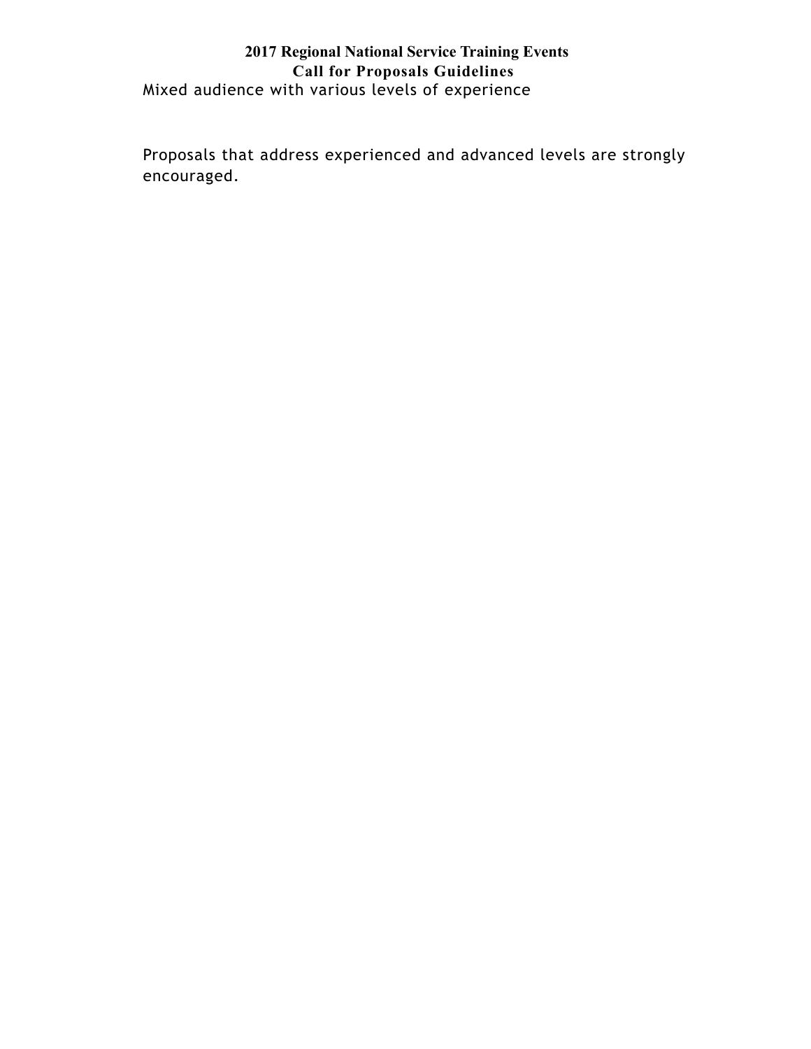Mixed audience with various levels of experience

Proposals that address experienced and advanced levels are strongly encouraged.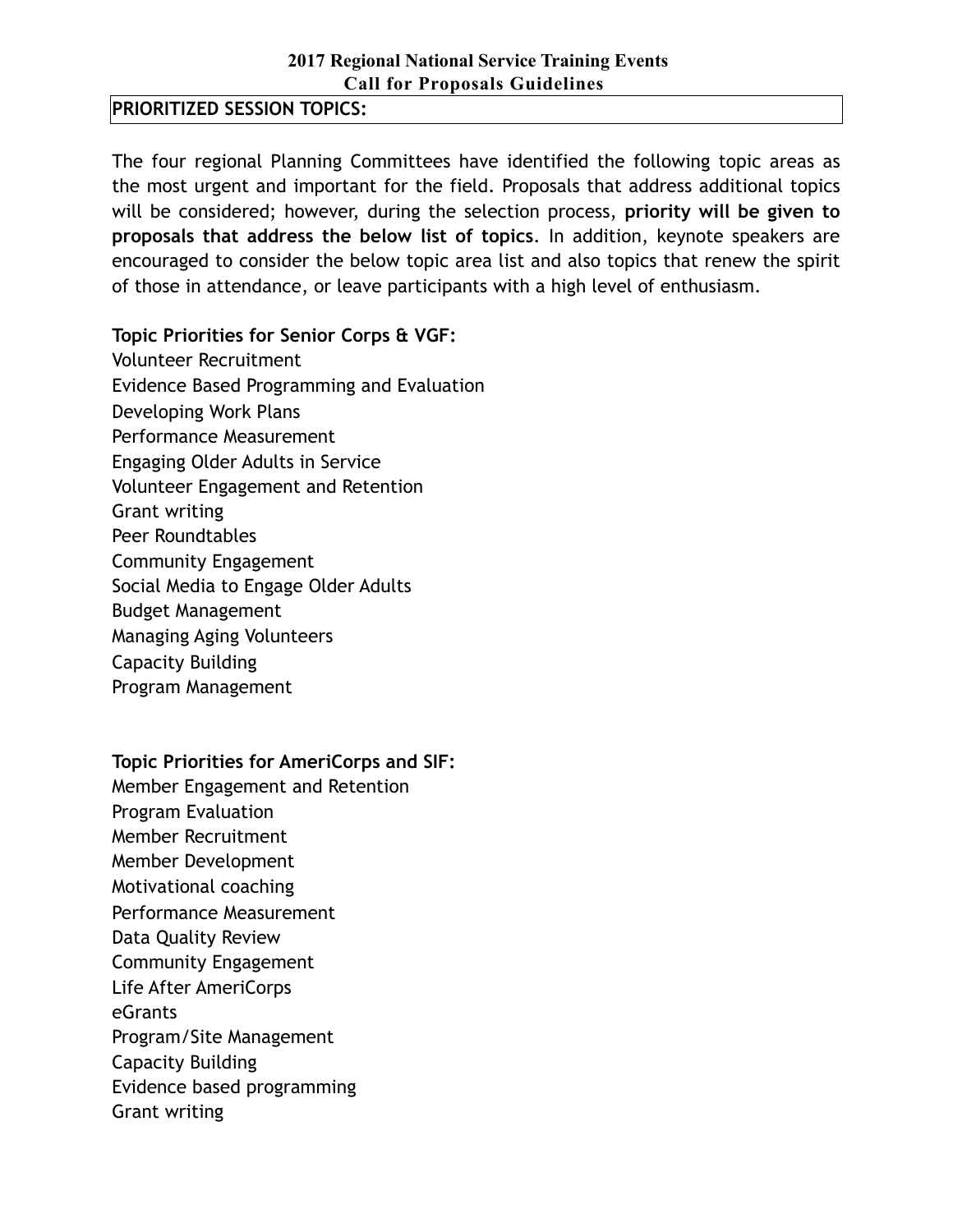**2017 Regional National Service Training Events**
**Call for Proposals Guidelines**

**PRIORITIZED SESSION TOPICS:**

The four regional Planning Committees have identified the following topic areas as the most urgent and important for the field. Proposals that address additional topics will be considered; however, during the selection process, **priority will be given to proposals that address the below list of topics**. In addition, keynote speakers are encouraged to consider the below topic area list and also topics that renew the spirit of those in attendance, or leave participants with a high level of enthusiasm.

**Topic Priorities for Senior Corps & VGF:**

Volunteer Recruitment
Evidence Based Programming and Evaluation
Developing Work Plans
Performance Measurement
Engaging Older Adults in Service
Volunteer Engagement and Retention
Grant writing
Peer Roundtables
Community Engagement
Social Media to Engage Older Adults
Budget Management
Managing Aging Volunteers
Capacity Building
Program Management

**Topic Priorities for AmeriCorps and SIF:**

Member Engagement and Retention
Program Evaluation
Member Recruitment
Member Development
Motivational coaching
Performance Measurement
Data Quality Review
Community Engagement
Life After AmeriCorps
eGrants
Program/Site Management
Capacity Building
Evidence based programming
Grant writing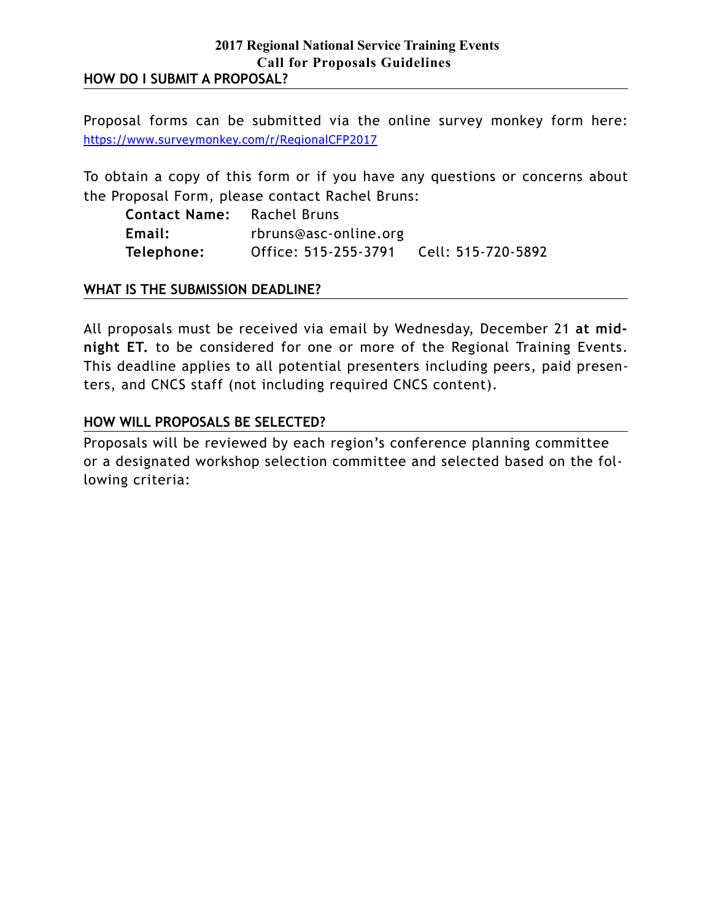**2017 Regional National Service Training Events**
**Call for Proposals Guidelines**

## HOW DO I SUBMIT A PROPOSAL?

Proposal forms can be submitted via the online survey monkey form here: https://www.surveymonkey.com/r/RegionalCFP2017

To obtain a copy of this form or if you have any questions or concerns about the Proposal Form, please contact Rachel Bruns:

**Contact Name:** Rachel Bruns
**Email:** rbruns@asc-online.org
**Telephone:** Office: 515-255-3791 Cell: 515-720-5892

## WHAT IS THE SUBMISSION DEADLINE?

All proposals must be received via email by Wednesday, December 21 **at midnight ET.** to be considered for one or more of the Regional Training Events. This deadline applies to all potential presenters including peers, paid presenters, and CNCS staff (not including required CNCS content).

## HOW WILL PROPOSALS BE SELECTED?

Proposals will be reviewed by each region's conference planning committee or a designated workshop selection committee and selected based on the following criteria: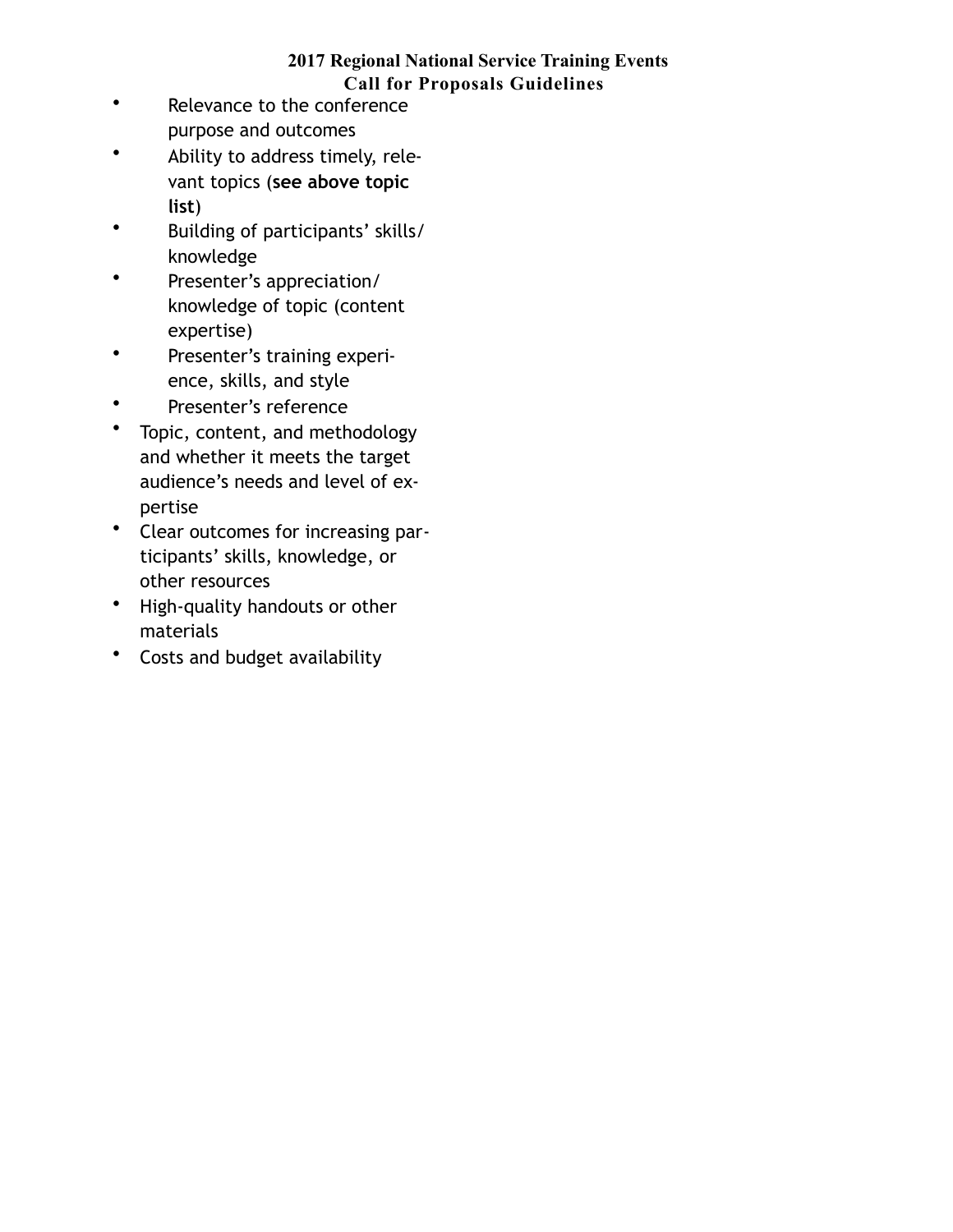- Relevance to the conference purpose and outcomes
- Ability to address timely, relevant topics (**see above topic list**)
- Building of participants' skills/ knowledge
- Presenter's appreciation/ knowledge of topic (content expertise)
- Presenter's training experience, skills, and style
- Presenter's reference
- Topic, content, and methodology and whether it meets the target audience's needs and level of expertise
- Clear outcomes for increasing participants' skills, knowledge, or other resources
- High-quality handouts or other materials
- Costs and budget availability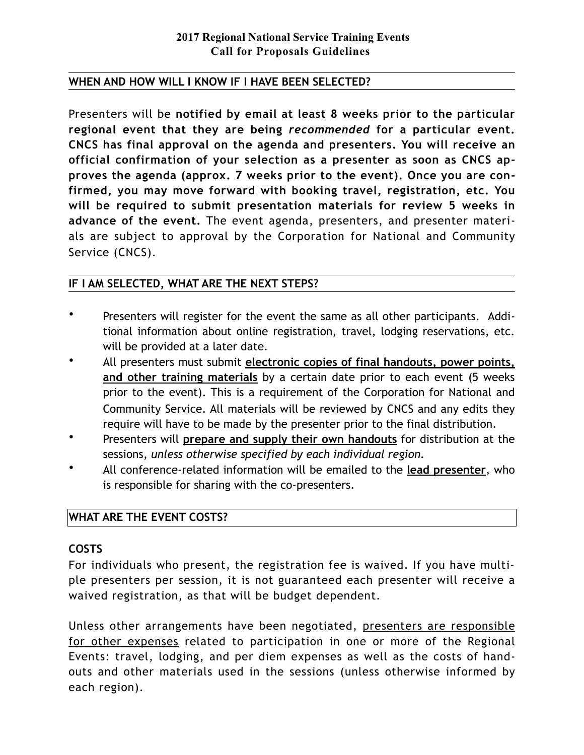## WHEN AND HOW WILL I KNOW IF I HAVE BEEN SELECTED?

Presenters will be **notified by email at least 8 weeks prior to the particular regional event that they are being *recommended* for a particular event. CNCS has final approval on the agenda and presenters. You will receive an official confirmation of your selection as a presenter as soon as CNCS approves the agenda (approx. 7 weeks prior to the event). Once you are confirmed, you may move forward with booking travel, registration, etc. You will be required to submit presentation materials for review 5 weeks in advance of the event.** The event agenda, presenters, and presenter materials are subject to approval by the Corporation for National and Community Service (CNCS).

## IF I AM SELECTED, WHAT ARE THE NEXT STEPS?

- Presenters will register for the event the same as all other participants. Additional information about online registration, travel, lodging reservations, etc. will be provided at a later date.
- All presenters must submit **electronic copies of final handouts, power points, and other training materials** by a certain date prior to each event (5 weeks prior to the event). This is a requirement of the Corporation for National and Community Service. All materials will be reviewed by CNCS and any edits they require will have to be made by the presenter prior to the final distribution.
- Presenters will **prepare and supply their own handouts** for distribution at the sessions, *unless otherwise specified by each individual region.*
- All conference-related information will be emailed to the **lead presenter**, who is responsible for sharing with the co-presenters.

## WHAT ARE THE EVENT COSTS?

### COSTS

For individuals who present, the registration fee is waived. If you have multiple presenters per session, it is not guaranteed each presenter will receive a waived registration, as that will be budget dependent.

Unless other arrangements have been negotiated, presenters are responsible for other expenses related to participation in one or more of the Regional Events: travel, lodging, and per diem expenses as well as the costs of handouts and other materials used in the sessions (unless otherwise informed by each region).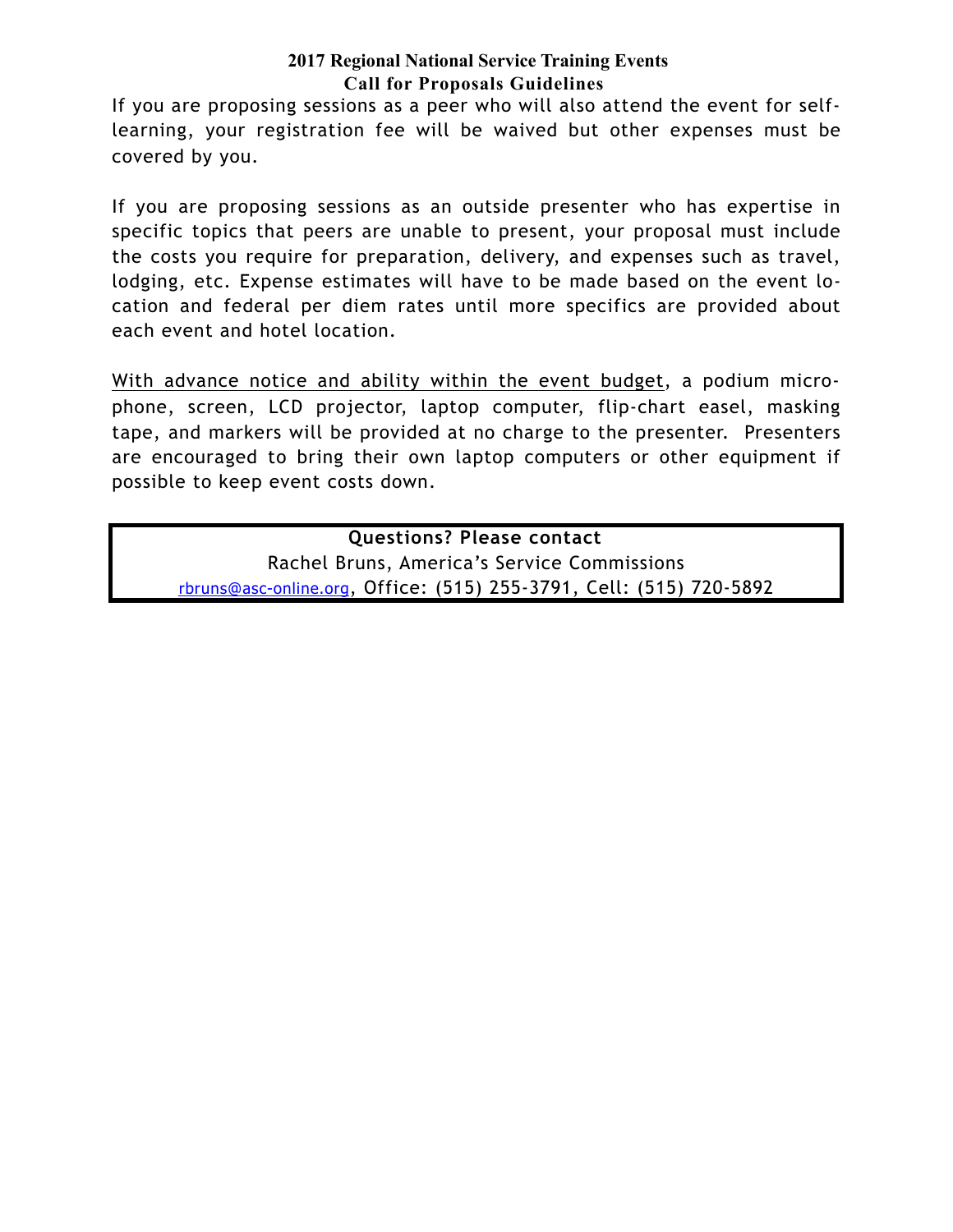If you are proposing sessions as a peer who will also attend the event for self-learning, your registration fee will be waived but other expenses must be covered by you.

If you are proposing sessions as an outside presenter who has expertise in specific topics that peers are unable to present, your proposal must include the costs you require for preparation, delivery, and expenses such as travel, lodging, etc. Expense estimates will have to be made based on the event location and federal per diem rates until more specifics are provided about each event and hotel location.

With advance notice and ability within the event budget, a podium microphone, screen, LCD projector, laptop computer, flip-chart easel, masking tape, and markers will be provided at no charge to the presenter. Presenters are encouraged to bring their own laptop computers or other equipment if possible to keep event costs down.

**Questions? Please contact**

Rachel Bruns, America's Service Commissions

rbruns@asc-online.org, Office: (515) 255-3791, Cell: (515) 720-5892